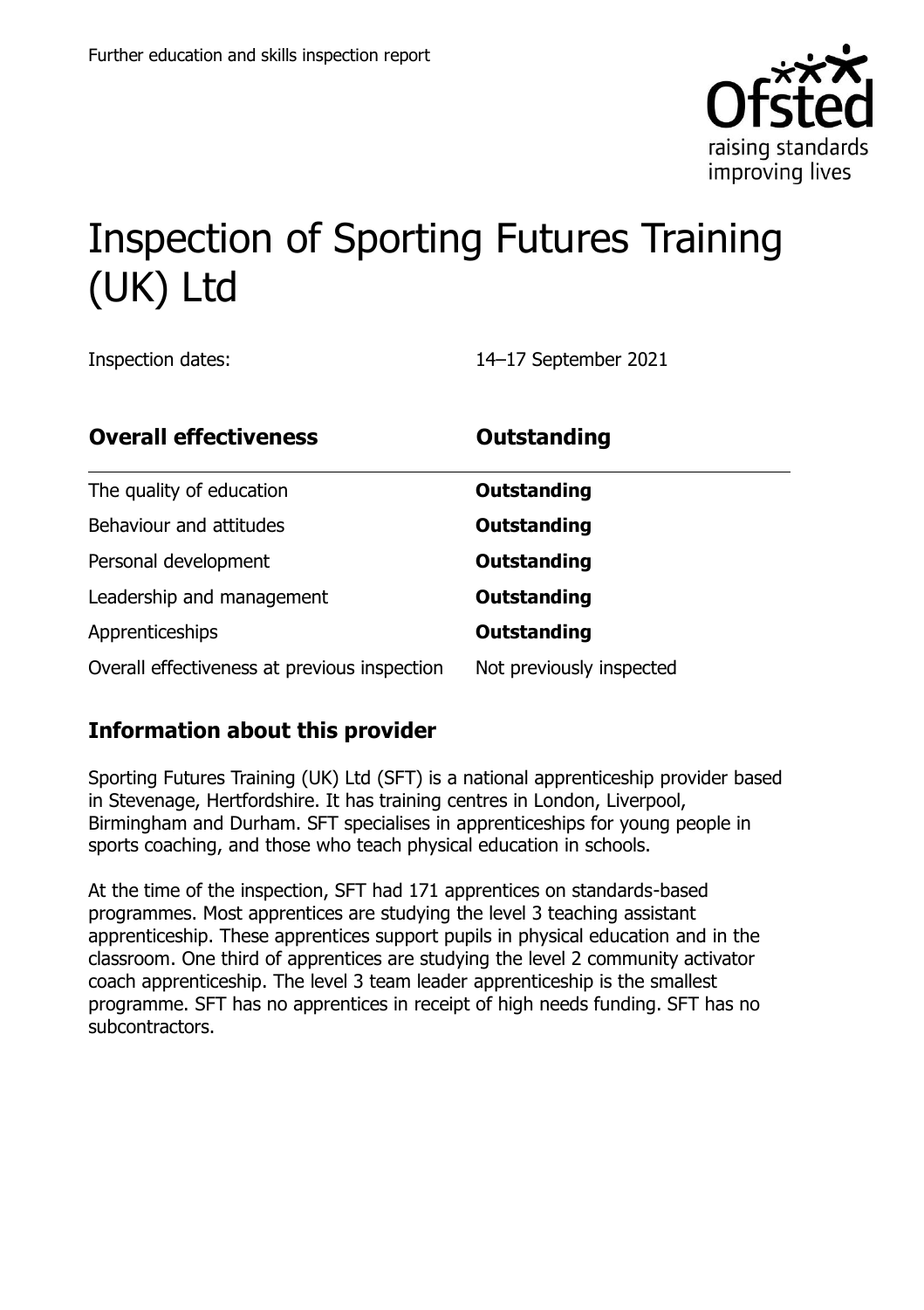Further education and skills inspection report

# Inspection of Sporting Futures Training (UK) Ltd

Inspection dates: 14–17 September 2021

| **Overall effectiveness** | **Outstanding** |
| --- | --- |
| The quality of education | **Outstanding** |
| Behaviour and attitudes | **Outstanding** |
| Personal development | **Outstanding** |
| Leadership and management | **Outstanding** |
| Apprenticeships | **Outstanding** |
| Overall effectiveness at previous inspection | Not previously inspected |

## Information about this provider

Sporting Futures Training (UK) Ltd (SFT) is a national apprenticeship provider based in Stevenage, Hertfordshire. It has training centres in London, Liverpool, Birmingham and Durham. SFT specialises in apprenticeships for young people in sports coaching, and those who teach physical education in schools.

At the time of the inspection, SFT had 171 apprentices on standards-based programmes. Most apprentices are studying the level 3 teaching assistant apprenticeship. These apprentices support pupils in physical education and in the classroom. One third of apprentices are studying the level 2 community activator coach apprenticeship. The level 3 team leader apprenticeship is the smallest programme. SFT has no apprentices in receipt of high needs funding. SFT has no subcontractors.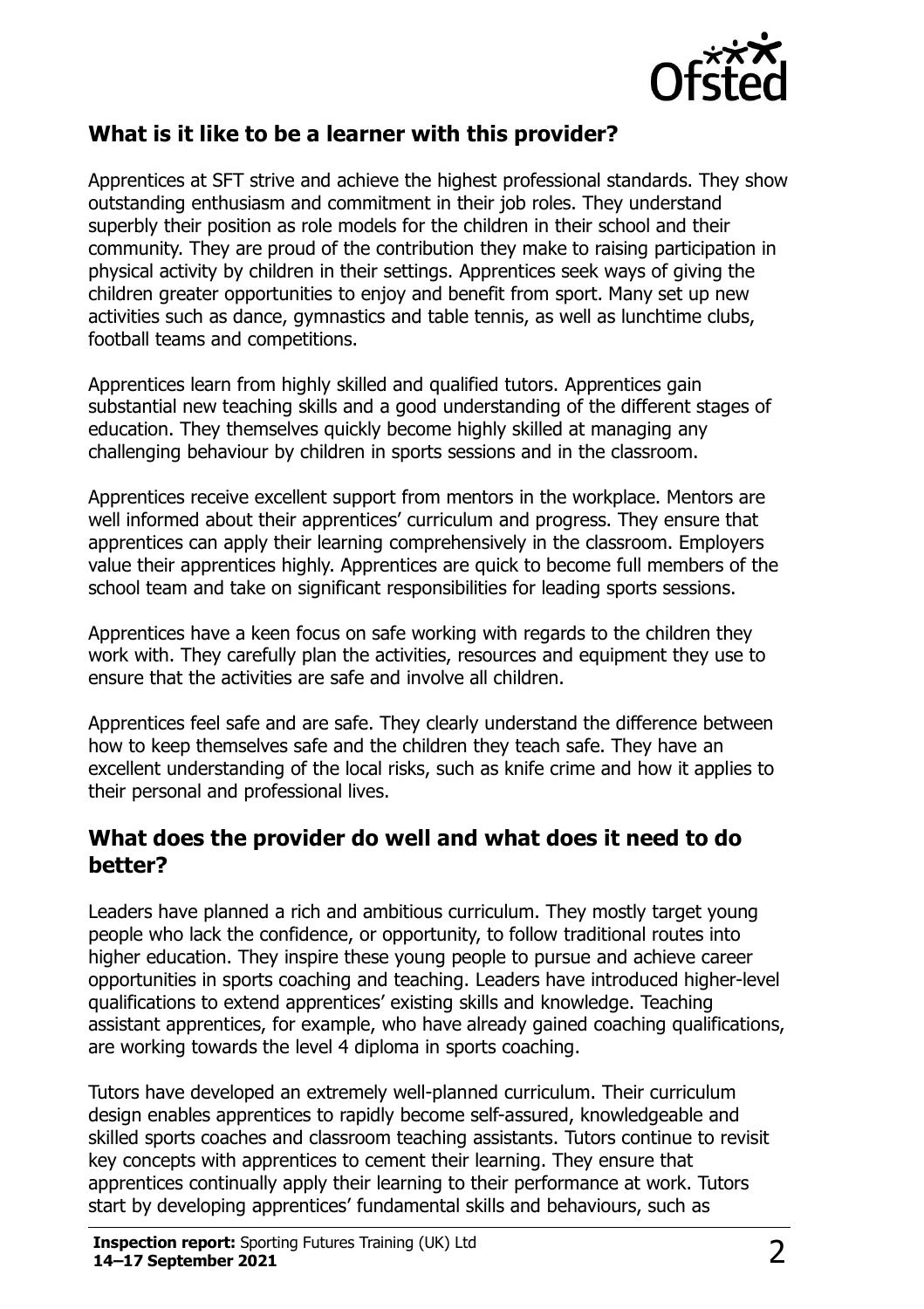## What is it like to be a learner with this provider?

Apprentices at SFT strive and achieve the highest professional standards. They show outstanding enthusiasm and commitment in their job roles. They understand superbly their position as role models for the children in their school and their community. They are proud of the contribution they make to raising participation in physical activity by children in their settings. Apprentices seek ways of giving the children greater opportunities to enjoy and benefit from sport. Many set up new activities such as dance, gymnastics and table tennis, as well as lunchtime clubs, football teams and competitions.

Apprentices learn from highly skilled and qualified tutors. Apprentices gain substantial new teaching skills and a good understanding of the different stages of education. They themselves quickly become highly skilled at managing any challenging behaviour by children in sports sessions and in the classroom.

Apprentices receive excellent support from mentors in the workplace. Mentors are well informed about their apprentices' curriculum and progress. They ensure that apprentices can apply their learning comprehensively in the classroom. Employers value their apprentices highly. Apprentices are quick to become full members of the school team and take on significant responsibilities for leading sports sessions.

Apprentices have a keen focus on safe working with regards to the children they work with. They carefully plan the activities, resources and equipment they use to ensure that the activities are safe and involve all children.

Apprentices feel safe and are safe. They clearly understand the difference between how to keep themselves safe and the children they teach safe. They have an excellent understanding of the local risks, such as knife crime and how it applies to their personal and professional lives.

## What does the provider do well and what does it need to do better?

Leaders have planned a rich and ambitious curriculum. They mostly target young people who lack the confidence, or opportunity, to follow traditional routes into higher education. They inspire these young people to pursue and achieve career opportunities in sports coaching and teaching. Leaders have introduced higher-level qualifications to extend apprentices' existing skills and knowledge. Teaching assistant apprentices, for example, who have already gained coaching qualifications, are working towards the level 4 diploma in sports coaching.

Tutors have developed an extremely well-planned curriculum. Their curriculum design enables apprentices to rapidly become self-assured, knowledgeable and skilled sports coaches and classroom teaching assistants. Tutors continue to revisit key concepts with apprentices to cement their learning. They ensure that apprentices continually apply their learning to their performance at work. Tutors start by developing apprentices' fundamental skills and behaviours, such as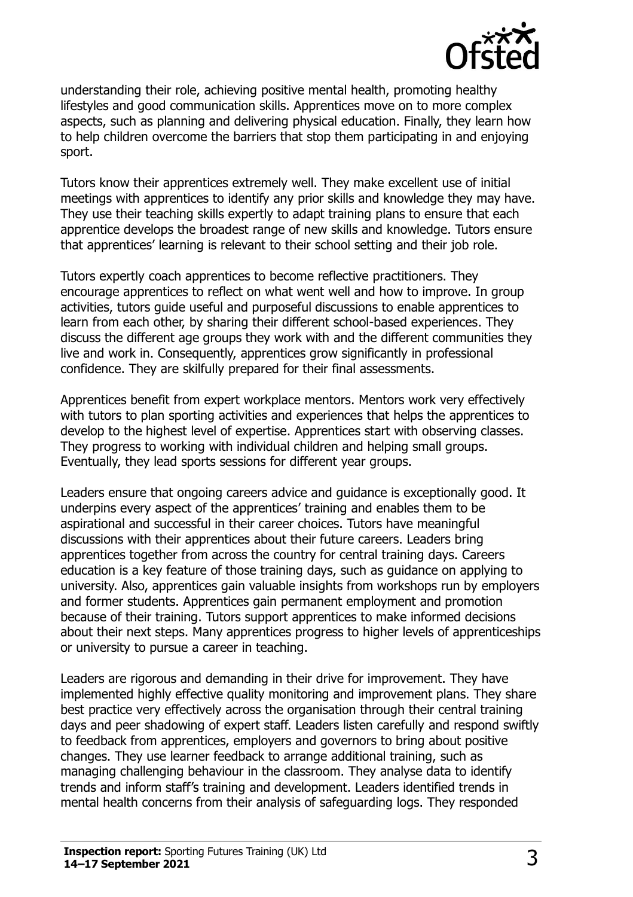understanding their role, achieving positive mental health, promoting healthy lifestyles and good communication skills. Apprentices move on to more complex aspects, such as planning and delivering physical education. Finally, they learn how to help children overcome the barriers that stop them participating in and enjoying sport.

Tutors know their apprentices extremely well. They make excellent use of initial meetings with apprentices to identify any prior skills and knowledge they may have. They use their teaching skills expertly to adapt training plans to ensure that each apprentice develops the broadest range of new skills and knowledge. Tutors ensure that apprentices' learning is relevant to their school setting and their job role.

Tutors expertly coach apprentices to become reflective practitioners. They encourage apprentices to reflect on what went well and how to improve. In group activities, tutors guide useful and purposeful discussions to enable apprentices to learn from each other, by sharing their different school-based experiences. They discuss the different age groups they work with and the different communities they live and work in. Consequently, apprentices grow significantly in professional confidence. They are skilfully prepared for their final assessments.

Apprentices benefit from expert workplace mentors. Mentors work very effectively with tutors to plan sporting activities and experiences that helps the apprentices to develop to the highest level of expertise. Apprentices start with observing classes. They progress to working with individual children and helping small groups. Eventually, they lead sports sessions for different year groups.

Leaders ensure that ongoing careers advice and guidance is exceptionally good. It underpins every aspect of the apprentices' training and enables them to be aspirational and successful in their career choices. Tutors have meaningful discussions with their apprentices about their future careers. Leaders bring apprentices together from across the country for central training days. Careers education is a key feature of those training days, such as guidance on applying to university. Also, apprentices gain valuable insights from workshops run by employers and former students. Apprentices gain permanent employment and promotion because of their training. Tutors support apprentices to make informed decisions about their next steps. Many apprentices progress to higher levels of apprenticeships or university to pursue a career in teaching.

Leaders are rigorous and demanding in their drive for improvement. They have implemented highly effective quality monitoring and improvement plans. They share best practice very effectively across the organisation through their central training days and peer shadowing of expert staff. Leaders listen carefully and respond swiftly to feedback from apprentices, employers and governors to bring about positive changes. They use learner feedback to arrange additional training, such as managing challenging behaviour in the classroom. They analyse data to identify trends and inform staff's training and development. Leaders identified trends in mental health concerns from their analysis of safeguarding logs. They responded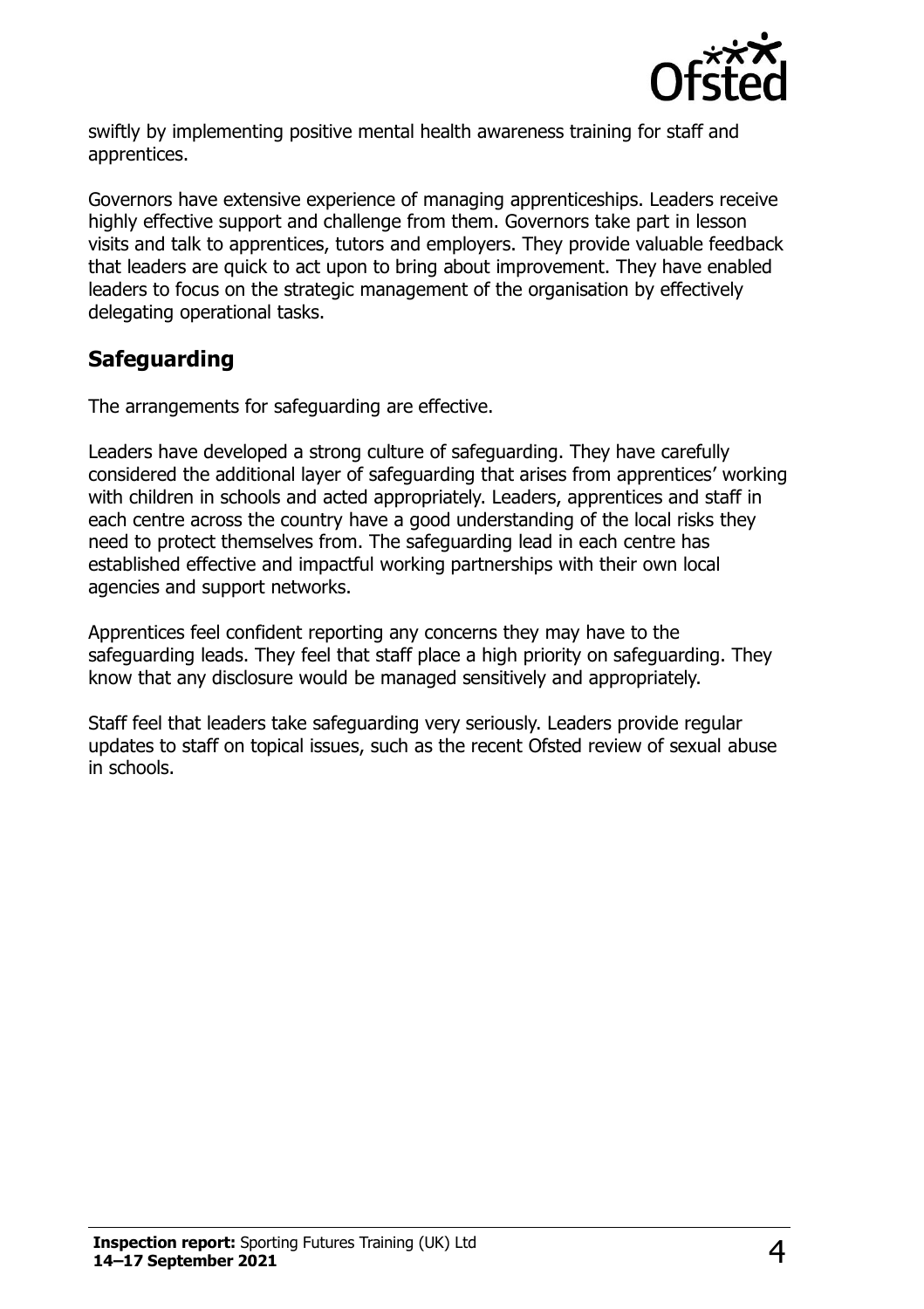swiftly by implementing positive mental health awareness training for staff and apprentices.

Governors have extensive experience of managing apprenticeships. Leaders receive highly effective support and challenge from them. Governors take part in lesson visits and talk to apprentices, tutors and employers. They provide valuable feedback that leaders are quick to act upon to bring about improvement. They have enabled leaders to focus on the strategic management of the organisation by effectively delegating operational tasks.

## Safeguarding

The arrangements for safeguarding are effective.

Leaders have developed a strong culture of safeguarding. They have carefully considered the additional layer of safeguarding that arises from apprentices' working with children in schools and acted appropriately. Leaders, apprentices and staff in each centre across the country have a good understanding of the local risks they need to protect themselves from. The safeguarding lead in each centre has established effective and impactful working partnerships with their own local agencies and support networks.

Apprentices feel confident reporting any concerns they may have to the safeguarding leads. They feel that staff place a high priority on safeguarding. They know that any disclosure would be managed sensitively and appropriately.

Staff feel that leaders take safeguarding very seriously. Leaders provide regular updates to staff on topical issues, such as the recent Ofsted review of sexual abuse in schools.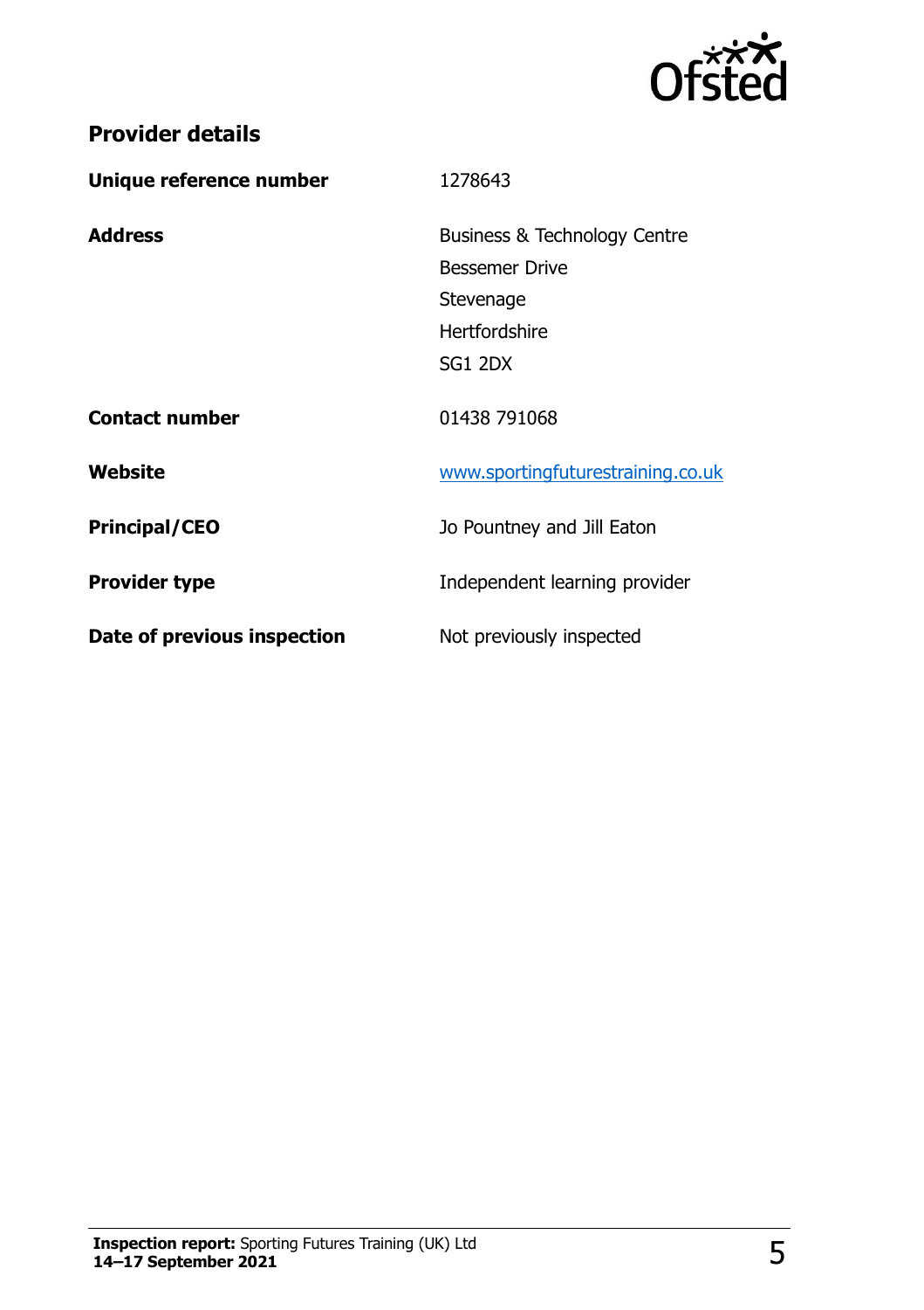## Provider details

| | |
|---|---|
| **Unique reference number** | 1278643 |
| **Address** | Business & Technology Centre<br>Bessemer Drive<br>Stevenage<br>Hertfordshire<br>SG1 2DX |
| **Contact number** | 01438 791068 |
| **Website** | www.sportingfuturestraining.co.uk |
| **Principal/CEO** | Jo Pountney and Jill Eaton |
| **Provider type** | Independent learning provider |
| **Date of previous inspection** | Not previously inspected |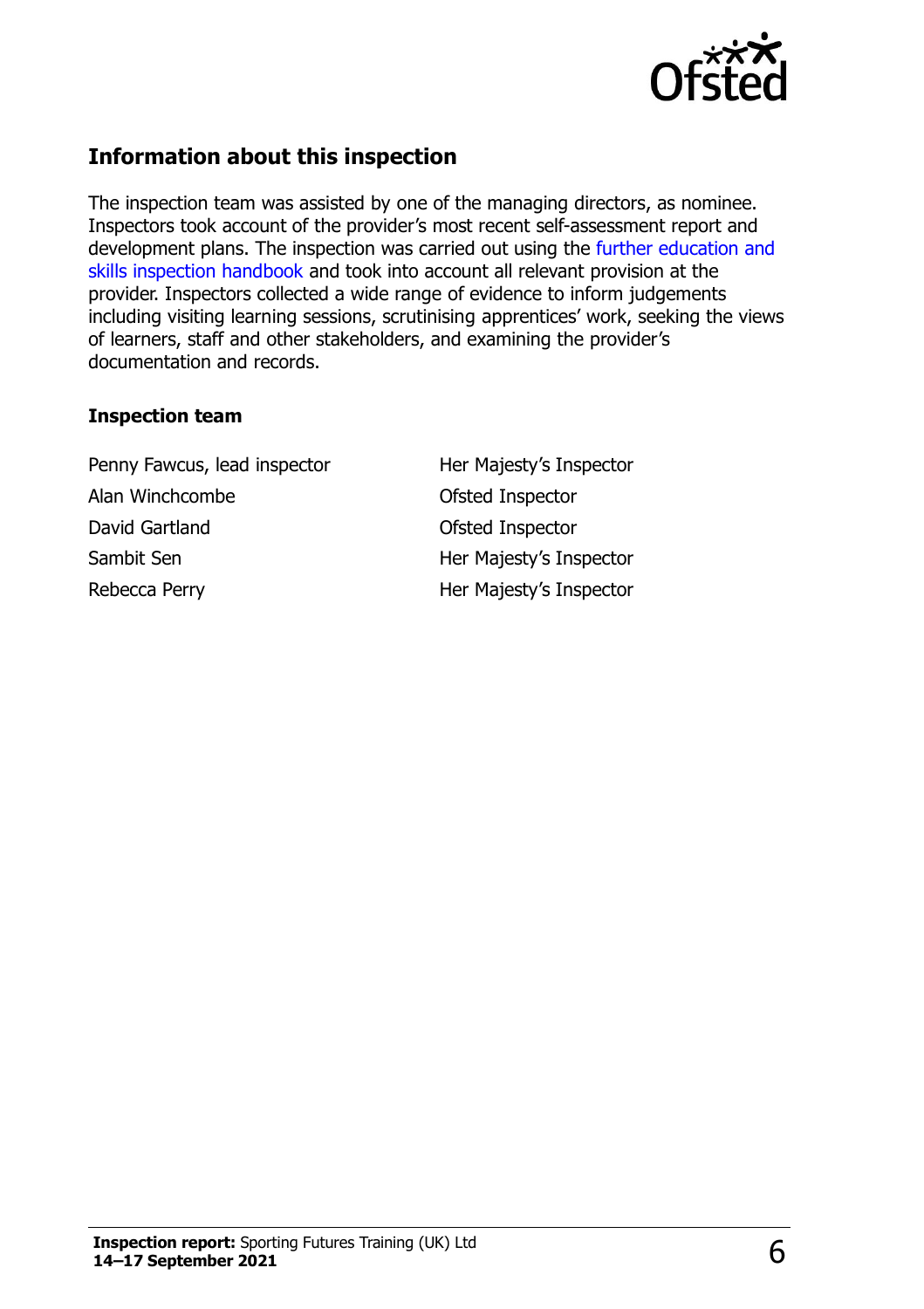## Information about this inspection

The inspection team was assisted by one of the managing directors, as nominee. Inspectors took account of the provider's most recent self-assessment report and development plans. The inspection was carried out using the further education and skills inspection handbook and took into account all relevant provision at the provider. Inspectors collected a wide range of evidence to inform judgements including visiting learning sessions, scrutinising apprentices' work, seeking the views of learners, staff and other stakeholders, and examining the provider's documentation and records.

### Inspection team

| | |
|---|---|
| Penny Fawcus, lead inspector | Her Majesty's Inspector |
| Alan Winchcombe | Ofsted Inspector |
| David Gartland | Ofsted Inspector |
| Sambit Sen | Her Majesty's Inspector |
| Rebecca Perry | Her Majesty's Inspector |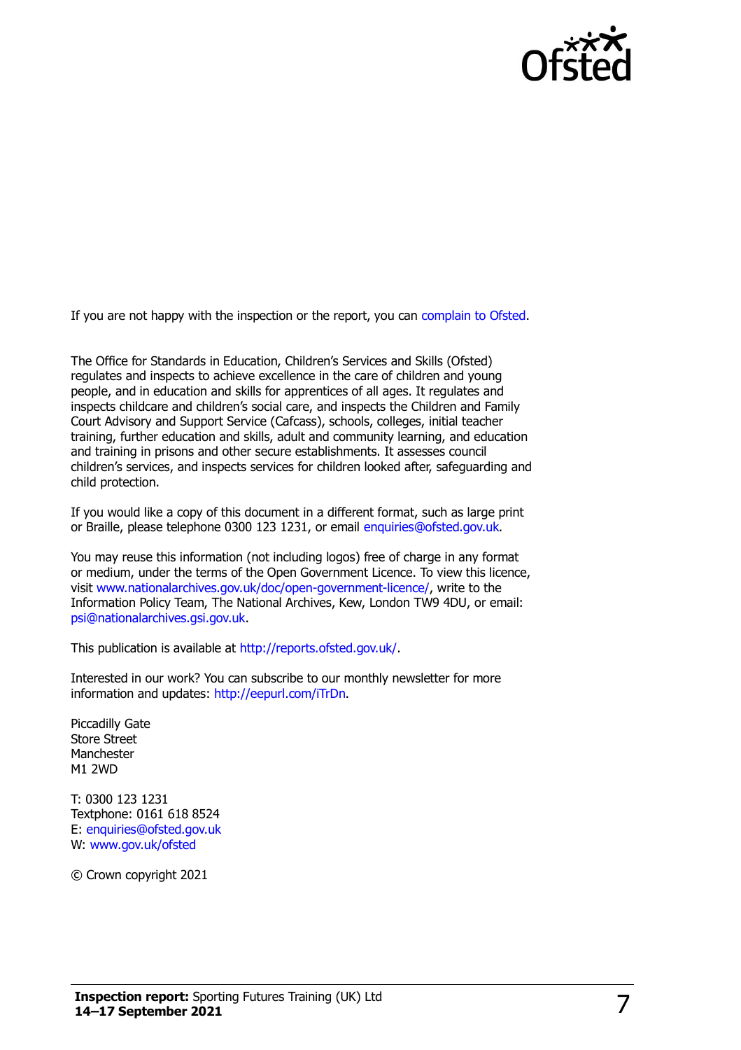If you are not happy with the inspection or the report, you can complain to Ofsted.

The Office for Standards in Education, Children's Services and Skills (Ofsted) regulates and inspects to achieve excellence in the care of children and young people, and in education and skills for apprentices of all ages. It regulates and inspects childcare and children's social care, and inspects the Children and Family Court Advisory and Support Service (Cafcass), schools, colleges, initial teacher training, further education and skills, adult and community learning, and education and training in prisons and other secure establishments. It assesses council children's services, and inspects services for children looked after, safeguarding and child protection.

If you would like a copy of this document in a different format, such as large print or Braille, please telephone 0300 123 1231, or email enquiries@ofsted.gov.uk.

You may reuse this information (not including logos) free of charge in any format or medium, under the terms of the Open Government Licence. To view this licence, visit www.nationalarchives.gov.uk/doc/open-government-licence/, write to the Information Policy Team, The National Archives, Kew, London TW9 4DU, or email: psi@nationalarchives.gsi.gov.uk.

This publication is available at http://reports.ofsted.gov.uk/.

Interested in our work? You can subscribe to our monthly newsletter for more information and updates: http://eepurl.com/iTrDn.

Piccadilly Gate
Store Street
Manchester
M1 2WD

T: 0300 123 1231
Textphone: 0161 618 8524
E: enquiries@ofsted.gov.uk
W: www.gov.uk/ofsted

© Crown copyright 2021